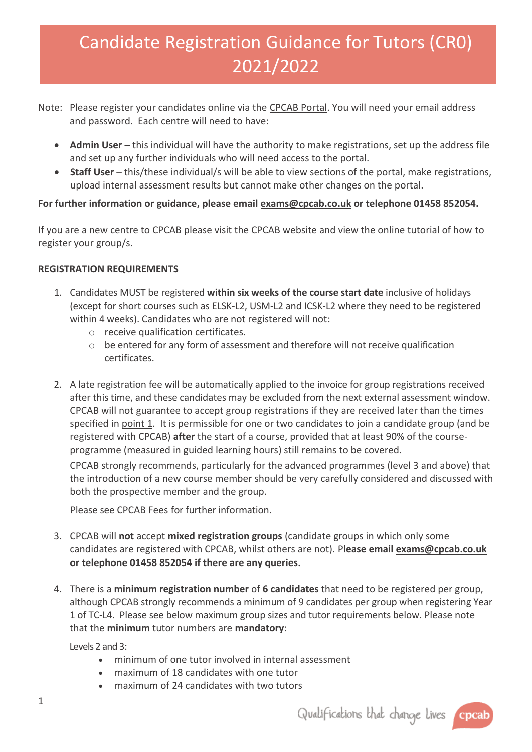# Candidate Registration Guidance for Tutors (CR0) 2021/2022

Note: Please register your candidates online via the CPCAB Portal. You will need your email address and password. Each centre will need to have:

- **Admin User –** this individual will have the authority to make registrations, set up the address file and set up any further individuals who will need access to the portal.
- **Staff User** – this/these individual/s will be able to view sections of the portal, make registrations, upload internal assessment results but cannot make other changes on the portal.

**For further information or guidance, please email exams@cpcab.co.uk or telephone 01458 852054.**

If you are a new centre to CPCAB please visit the CPCAB website and view the online tutorial of how to register your group/s.

**REGISTRATION REQUIREMENTS**

1. Candidates MUST be registered **within six weeks of the course start date** inclusive of holidays (except for short courses such as ELSK-L2, USM-L2 and ICSK-L2 where they need to be registered within 4 weeks). Candidates who are not registered will not:
   - receive qualification certificates.
   - be entered for any form of assessment and therefore will not receive qualification certificates.

2. A late registration fee will be automatically applied to the invoice for group registrations received after this time, and these candidates may be excluded from the next external assessment window. CPCAB will not guarantee to accept group registrations if they are received later than the times specified in point 1. It is permissible for one or two candidates to join a candidate group (and be registered with CPCAB) **after** the start of a course, provided that at least 90% of the course-programme (measured in guided learning hours) still remains to be covered.

   CPCAB strongly recommends, particularly for the advanced programmes (level 3 and above) that the introduction of a new course member should be very carefully considered and discussed with both the prospective member and the group.

   Please see CPCAB Fees for further information.

3. CPCAB will **not** accept **mixed registration groups** (candidate groups in which only some candidates are registered with CPCAB, whilst others are not). P**lease email exams@cpcab.co.uk or telephone 01458 852054 if there are any queries.**

4. There is a **minimum registration number** of **6 candidates** that need to be registered per group, although CPCAB strongly recommends a minimum of 9 candidates per group when registering Year 1 of TC-L4. Please see below maximum group sizes and tutor requirements below. Please note that the **minimum** tutor numbers are **mandatory**:

   Levels 2 and 3:
   - minimum of one tutor involved in internal assessment
   - maximum of 18 candidates with one tutor
   - maximum of 24 candidates with two tutors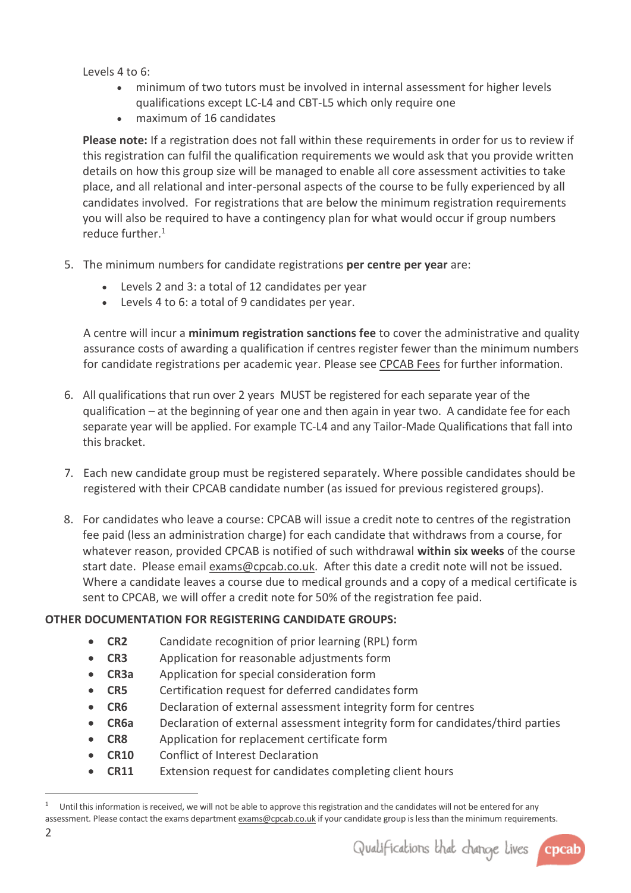Levels 4 to 6:

- minimum of two tutors must be involved in internal assessment for higher levels qualifications except LC-L4 and CBT-L5 which only require one
- maximum of 16 candidates

**Please note:** If a registration does not fall within these requirements in order for us to review if this registration can fulfil the qualification requirements we would ask that you provide written details on how this group size will be managed to enable all core assessment activities to take place, and all relational and inter-personal aspects of the course to be fully experienced by all candidates involved. For registrations that are below the minimum registration requirements you will also be required to have a contingency plan for what would occur if group numbers reduce further.[1]

5. The minimum numbers for candidate registrations **per centre per year** are:

   - Levels 2 and 3: a total of 12 candidates per year
   - Levels 4 to 6: a total of 9 candidates per year.

   A centre will incur a **minimum registration sanctions fee** to cover the administrative and quality assurance costs of awarding a qualification if centres register fewer than the minimum numbers for candidate registrations per academic year. Please see CPCAB Fees for further information.

6. All qualifications that run over 2 years MUST be registered for each separate year of the qualification – at the beginning of year one and then again in year two. A candidate fee for each separate year will be applied. For example TC-L4 and any Tailor-Made Qualifications that fall into this bracket.

7. Each new candidate group must be registered separately. Where possible candidates should be registered with their CPCAB candidate number (as issued for previous registered groups).

8. For candidates who leave a course: CPCAB will issue a credit note to centres of the registration fee paid (less an administration charge) for each candidate that withdraws from a course, for whatever reason, provided CPCAB is notified of such withdrawal **within six weeks** of the course start date. Please email exams@cpcab.co.uk. After this date a credit note will not be issued. Where a candidate leaves a course due to medical grounds and a copy of a medical certificate is sent to CPCAB, we will offer a credit note for 50% of the registration fee paid.

**OTHER DOCUMENTATION FOR REGISTERING CANDIDATE GROUPS:**

- **CR2** Candidate recognition of prior learning (RPL) form
- **CR3** Application for reasonable adjustments form
- **CR3a** Application for special consideration form
- **CR5** Certification request for deferred candidates form
- **CR6** Declaration of external assessment integrity form for centres
- **CR6a** Declaration of external assessment integrity form for candidates/third parties
- **CR8** Application for replacement certificate form
- **CR10** Conflict of Interest Declaration
- **CR11** Extension request for candidates completing client hours

---

[1] Until this information is received, we will not be able to approve this registration and the candidates will not be entered for any assessment. Please contact the exams department exams@cpcab.co.uk if your candidate group is less than the minimum requirements.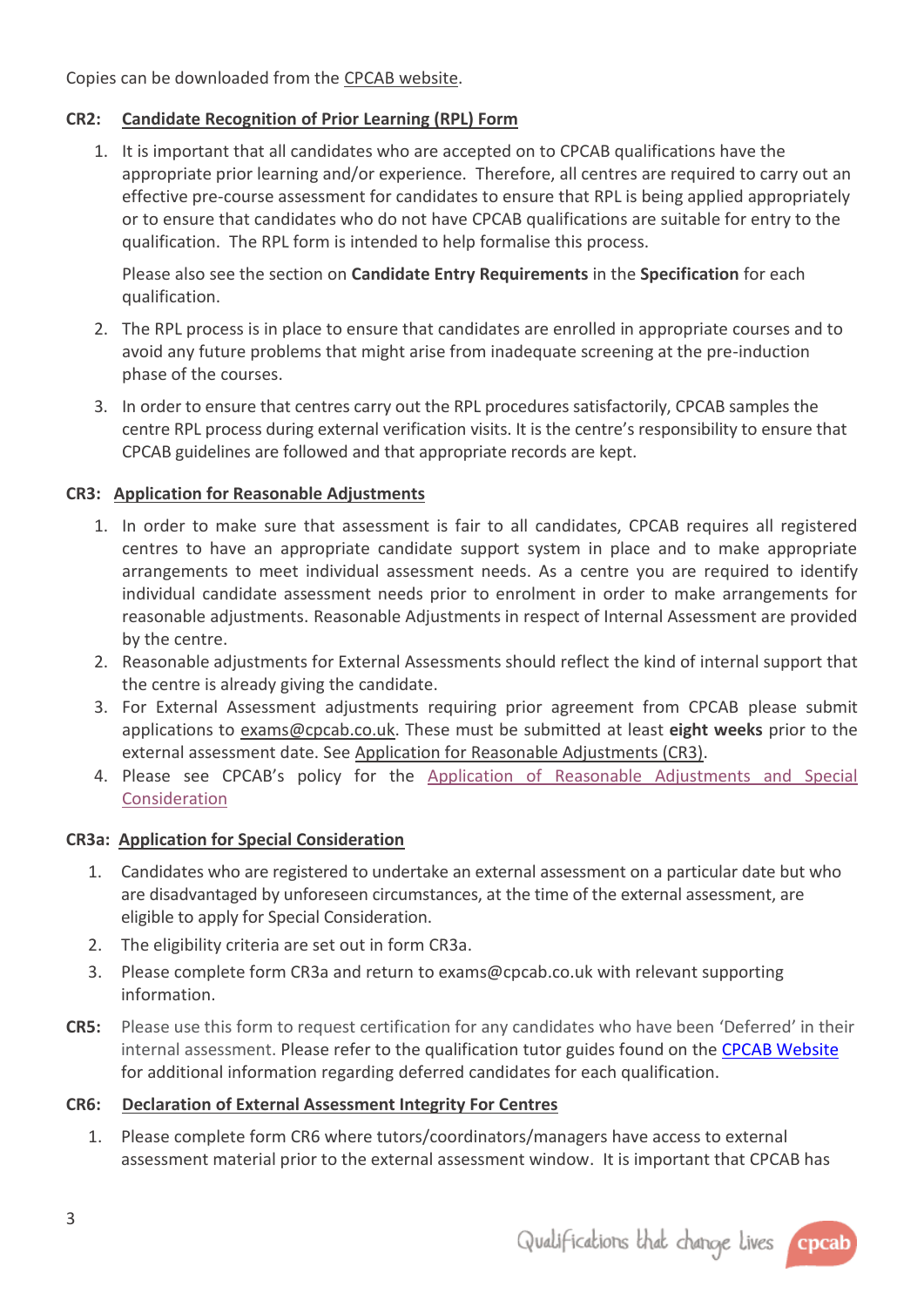Copies can be downloaded from the CPCAB website.

**CR2: Candidate Recognition of Prior Learning (RPL) Form**

1. It is important that all candidates who are accepted on to CPCAB qualifications have the appropriate prior learning and/or experience. Therefore, all centres are required to carry out an effective pre-course assessment for candidates to ensure that RPL is being applied appropriately or to ensure that candidates who do not have CPCAB qualifications are suitable for entry to the qualification. The RPL form is intended to help formalise this process.

   Please also see the section on **Candidate Entry Requirements** in the **Specification** for each qualification.

2. The RPL process is in place to ensure that candidates are enrolled in appropriate courses and to avoid any future problems that might arise from inadequate screening at the pre-induction phase of the courses.
3. In order to ensure that centres carry out the RPL procedures satisfactorily, CPCAB samples the centre RPL process during external verification visits. It is the centre's responsibility to ensure that CPCAB guidelines are followed and that appropriate records are kept.

**CR3: Application for Reasonable Adjustments**

1. In order to make sure that assessment is fair to all candidates, CPCAB requires all registered centres to have an appropriate candidate support system in place and to make appropriate arrangements to meet individual assessment needs. As a centre you are required to identify individual candidate assessment needs prior to enrolment in order to make arrangements for reasonable adjustments. Reasonable Adjustments in respect of Internal Assessment are provided by the centre.
2. Reasonable adjustments for External Assessments should reflect the kind of internal support that the centre is already giving the candidate.
3. For External Assessment adjustments requiring prior agreement from CPCAB please submit applications to exams@cpcab.co.uk. These must be submitted at least **eight weeks** prior to the external assessment date. See Application for Reasonable Adjustments (CR3).
4. Please see CPCAB's policy for the Application of Reasonable Adjustments and Special Consideration

**CR3a: Application for Special Consideration**

1. Candidates who are registered to undertake an external assessment on a particular date but who are disadvantaged by unforeseen circumstances, at the time of the external assessment, are eligible to apply for Special Consideration.
2. The eligibility criteria are set out in form CR3a.
3. Please complete form CR3a and return to exams@cpcab.co.uk with relevant supporting information.

**CR5:** Please use this form to request certification for any candidates who have been 'Deferred' in their internal assessment. Please refer to the qualification tutor guides found on the CPCAB Website for additional information regarding deferred candidates for each qualification.

**CR6: Declaration of External Assessment Integrity For Centres**

1. Please complete form CR6 where tutors/coordinators/managers have access to external assessment material prior to the external assessment window. It is important that CPCAB has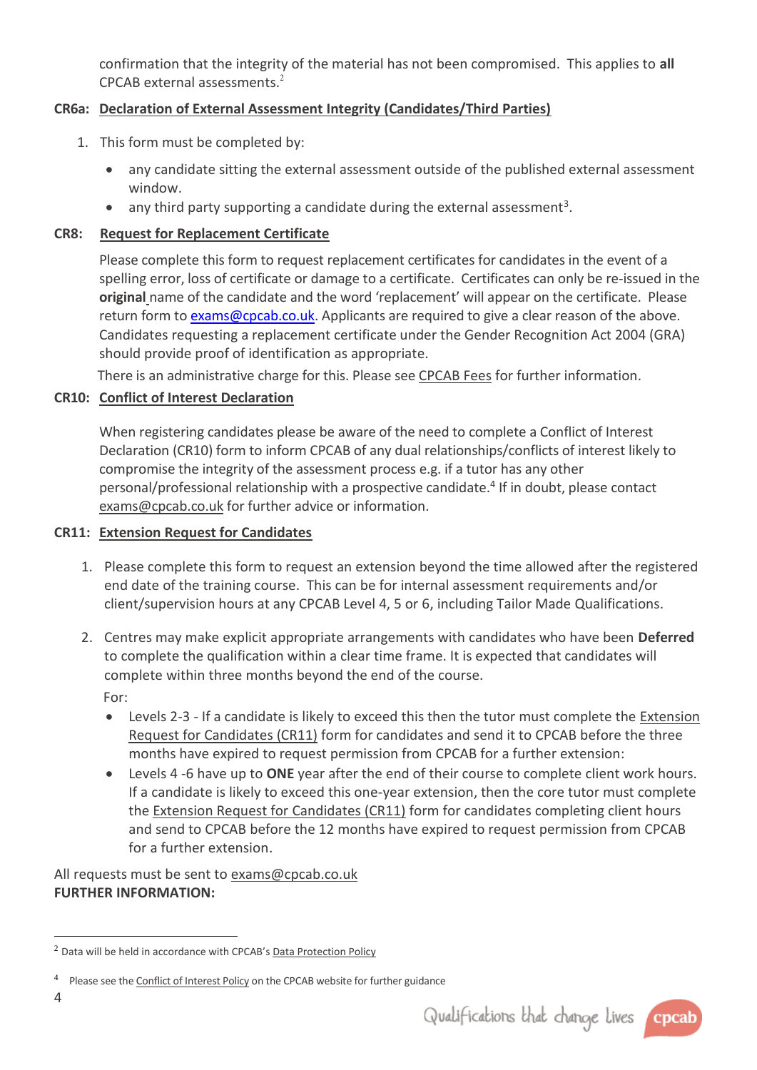confirmation that the integrity of the material has not been compromised. This applies to **all** CPCAB external assessments.[2]

**CR6a: Declaration of External Assessment Integrity (Candidates/Third Parties)**

1. This form must be completed by:
   - any candidate sitting the external assessment outside of the published external assessment window.
   - any third party supporting a candidate during the external assessment[3].

**CR8: Request for Replacement Certificate**

Please complete this form to request replacement certificates for candidates in the event of a spelling error, loss of certificate or damage to a certificate. Certificates can only be re-issued in the **original** name of the candidate and the word 'replacement' will appear on the certificate. Please return form to exams@cpcab.co.uk. Applicants are required to give a clear reason of the above. Candidates requesting a replacement certificate under the Gender Recognition Act 2004 (GRA) should provide proof of identification as appropriate.

There is an administrative charge for this. Please see CPCAB Fees for further information.

**CR10: Conflict of Interest Declaration**

When registering candidates please be aware of the need to complete a Conflict of Interest Declaration (CR10) form to inform CPCAB of any dual relationships/conflicts of interest likely to compromise the integrity of the assessment process e.g. if a tutor has any other personal/professional relationship with a prospective candidate.[4] If in doubt, please contact exams@cpcab.co.uk for further advice or information.

**CR11: Extension Request for Candidates**

1. Please complete this form to request an extension beyond the time allowed after the registered end date of the training course. This can be for internal assessment requirements and/or client/supervision hours at any CPCAB Level 4, 5 or 6, including Tailor Made Qualifications.

2. Centres may make explicit appropriate arrangements with candidates who have been **Deferred** to complete the qualification within a clear time frame. It is expected that candidates will complete within three months beyond the end of the course.

   For:
   - Levels 2-3 - If a candidate is likely to exceed this then the tutor must complete the Extension Request for Candidates (CR11) form for candidates and send it to CPCAB before the three months have expired to request permission from CPCAB for a further extension:
   - Levels 4 -6 have up to **ONE** year after the end of their course to complete client work hours. If a candidate is likely to exceed this one-year extension, then the core tutor must complete the Extension Request for Candidates (CR11) form for candidates completing client hours and send to CPCAB before the 12 months have expired to request permission from CPCAB for a further extension.

All requests must be sent to exams@cpcab.co.uk

**FURTHER INFORMATION:**

[2] Data will be held in accordance with CPCAB's Data Protection Policy

[4] Please see the Conflict of Interest Policy on the CPCAB website for further guidance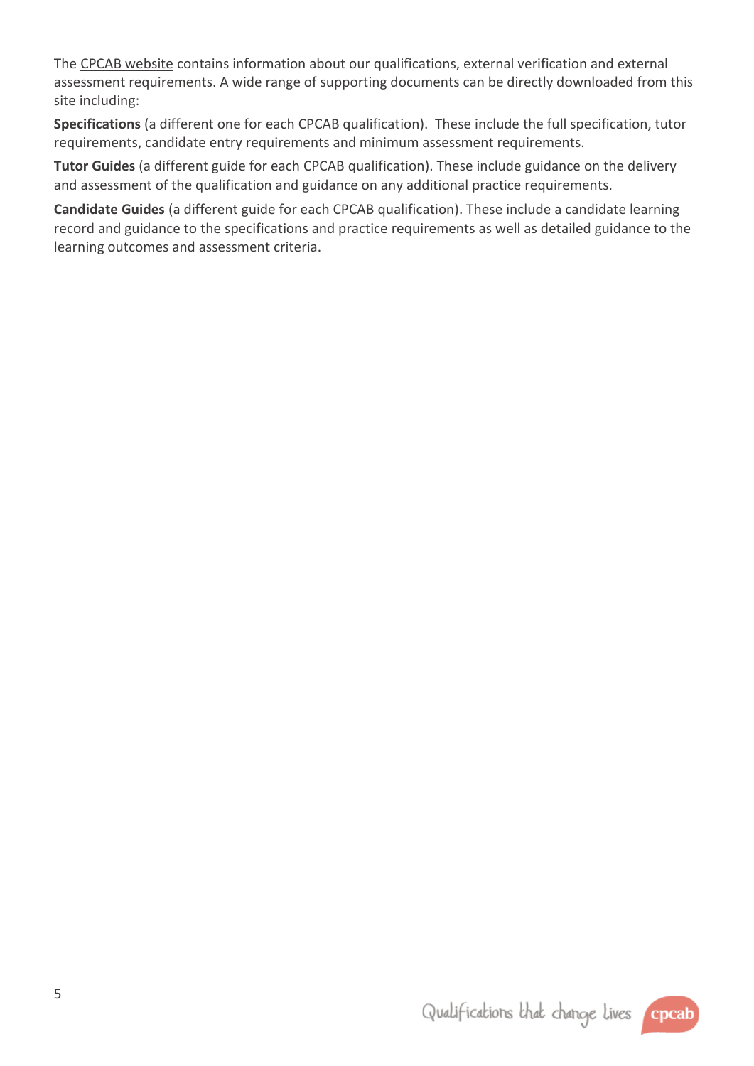The CPCAB website contains information about our qualifications, external verification and external assessment requirements. A wide range of supporting documents can be directly downloaded from this site including:

**Specifications** (a different one for each CPCAB qualification). These include the full specification, tutor requirements, candidate entry requirements and minimum assessment requirements.

**Tutor Guides** (a different guide for each CPCAB qualification). These include guidance on the delivery and assessment of the qualification and guidance on any additional practice requirements.

**Candidate Guides** (a different guide for each CPCAB qualification). These include a candidate learning record and guidance to the specifications and practice requirements as well as detailed guidance to the learning outcomes and assessment criteria.